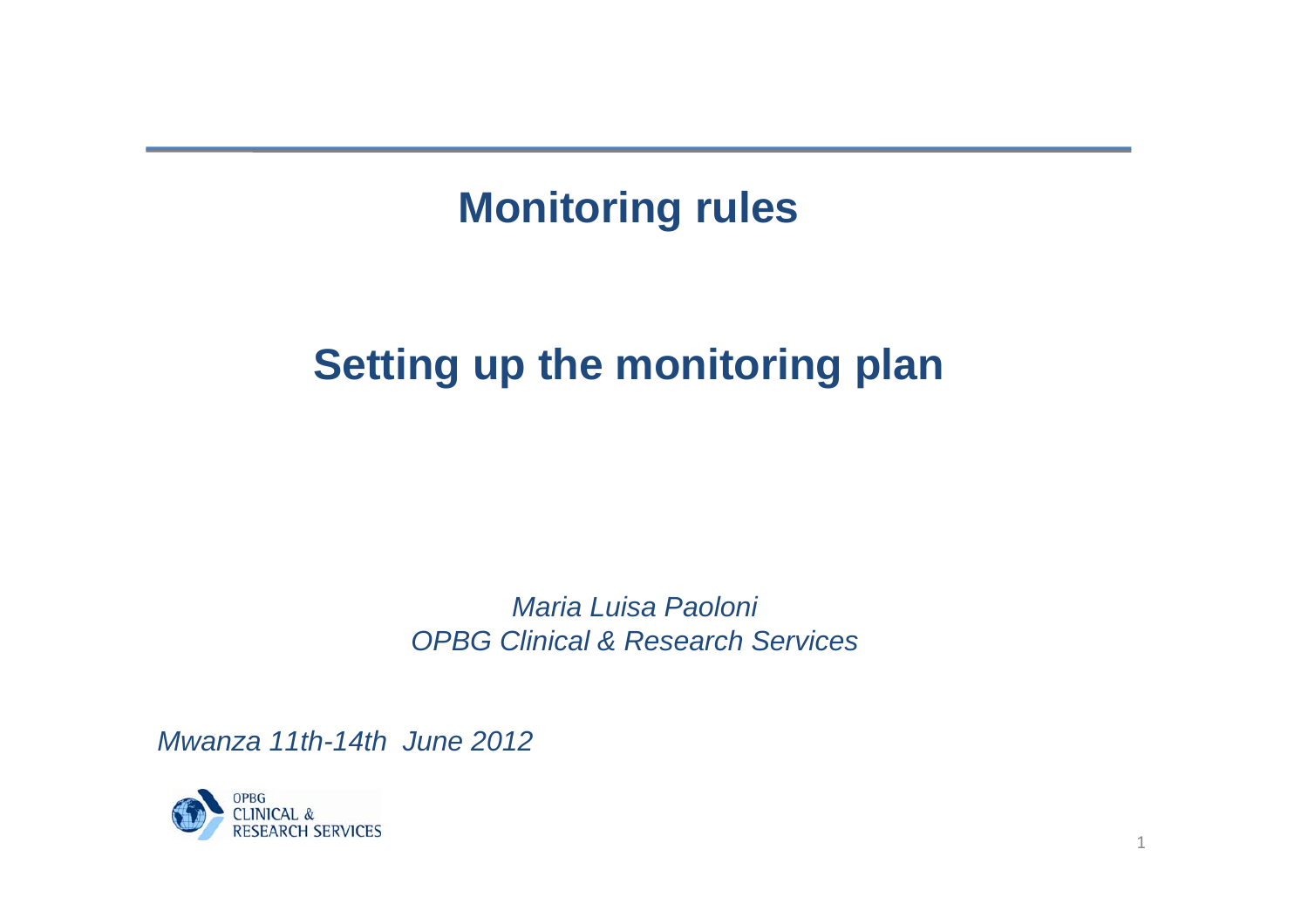# Monitoring rules

## Setting up the monitoring plan

*Maria Luisa Paoloni*
*OPBG Clinical & Research Services*

*Mwanza 11th-14th June 2012*

OPBG
CLINICAL &
RESEARCH SERVICES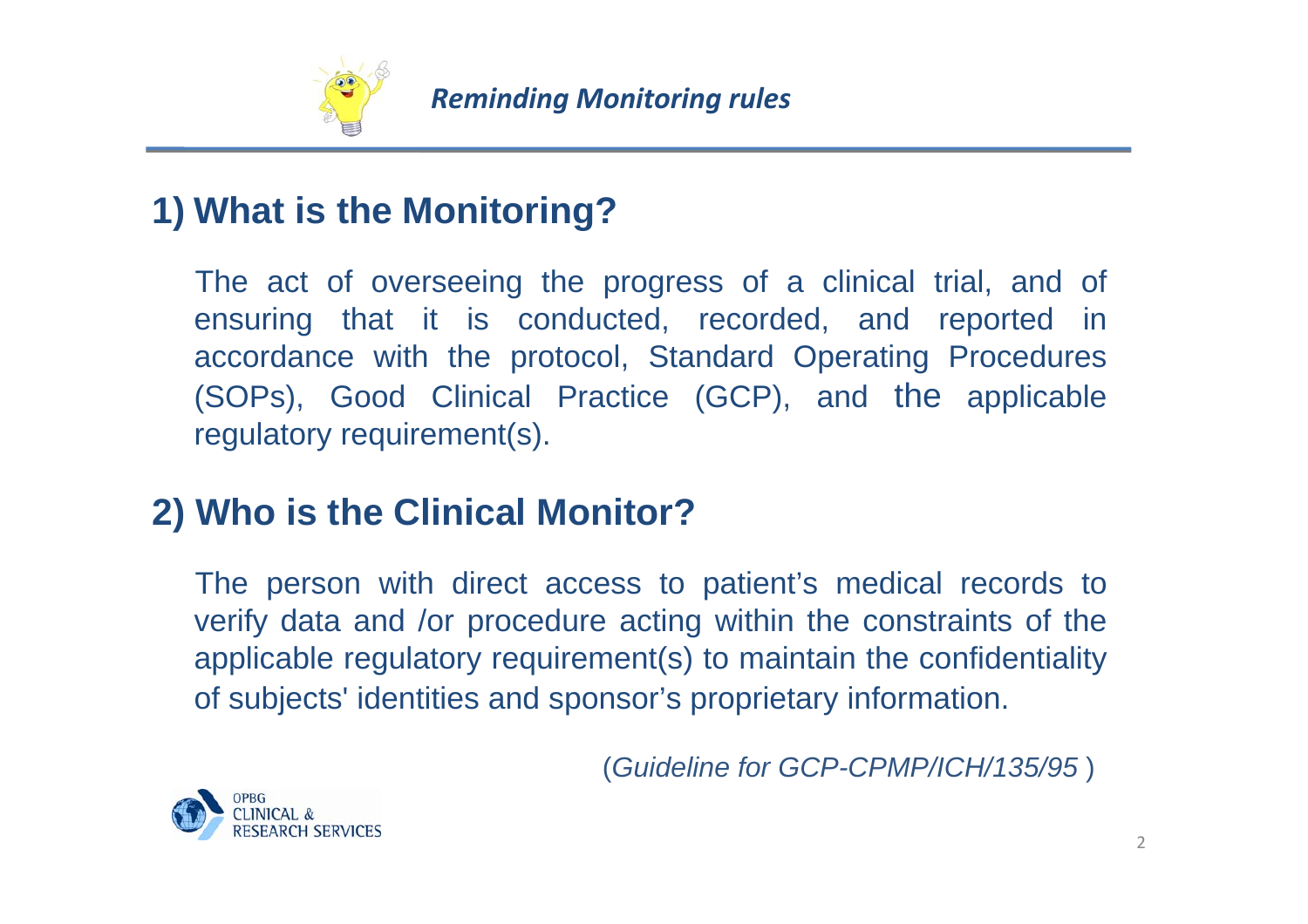*Reminding Monitoring rules*

## 1) What is the Monitoring?

The act of overseeing the progress of a clinical trial, and of ensuring that it is conducted, recorded, and reported in accordance with the protocol, Standard Operating Procedures (SOPs), Good Clinical Practice (GCP), and the applicable regulatory requirement(s).

## 2) Who is the Clinical Monitor?

The person with direct access to patient's medical records to verify data and /or procedure acting within the constraints of the applicable regulatory requirement(s) to maintain the confidentiality of subjects' identities and sponsor's proprietary information.

(*Guideline for GCP-CPMP/ICH/135/95* )

OPBG CLINICAL & RESEARCH SERVICES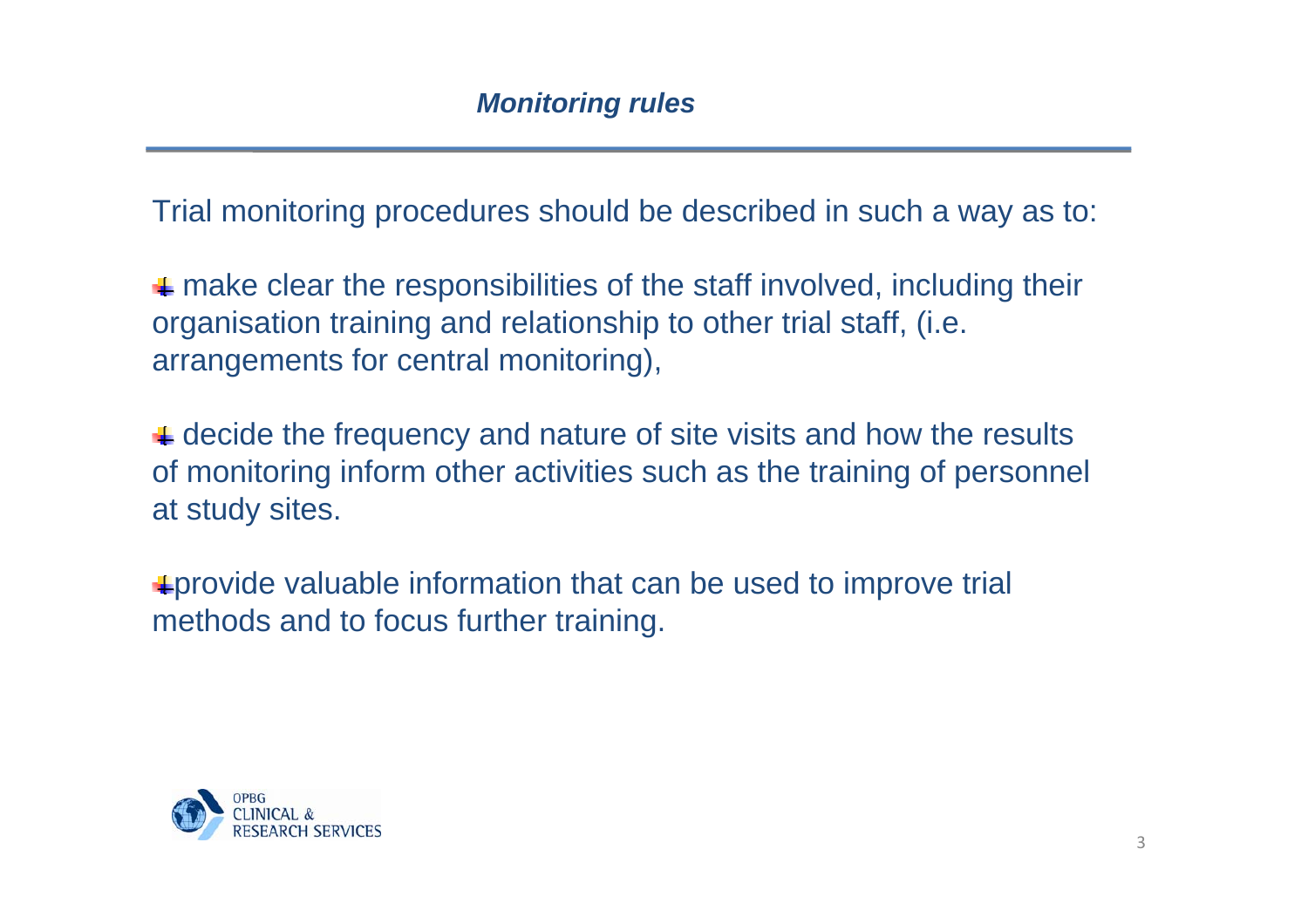## *Monitoring rules*

Trial monitoring procedures should be described in such a way as to:

- make clear the responsibilities of the staff involved, including their organisation training and relationship to other trial staff, (i.e. arrangements for central monitoring),
- decide the frequency and nature of site visits and how the results of monitoring inform other activities such as the training of personnel at study sites.
- provide valuable information that can be used to improve trial methods and to focus further training.

OPBG CLINICAL & RESEARCH SERVICES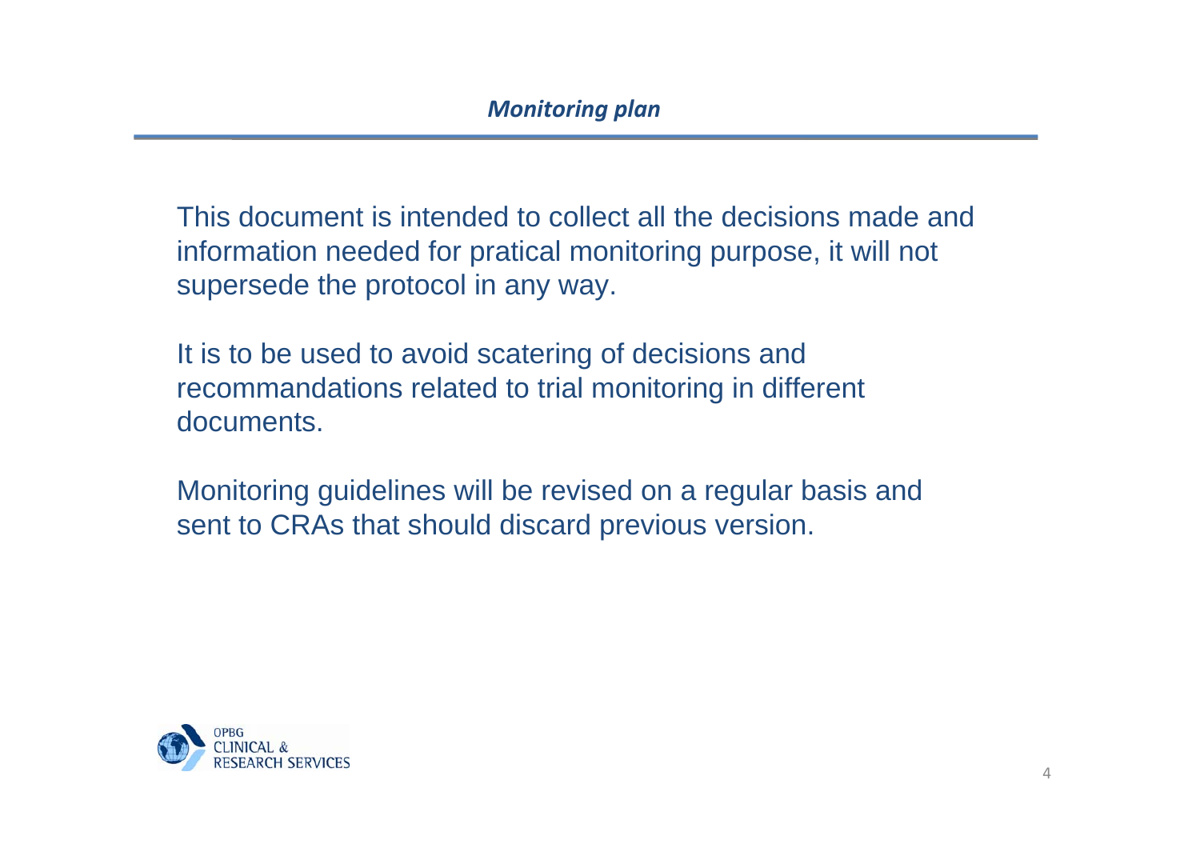## *Monitoring plan*

This document is intended to collect all the decisions made and information needed for pratical monitoring purpose, it will not supersede the protocol in any way.

It is to be used to avoid scatering of decisions and recommandations related to trial monitoring in different documents.

Monitoring guidelines will be revised on a regular basis and sent to CRAs that should discard previous version.

OPBG
CLINICAL &
RESEARCH SERVICES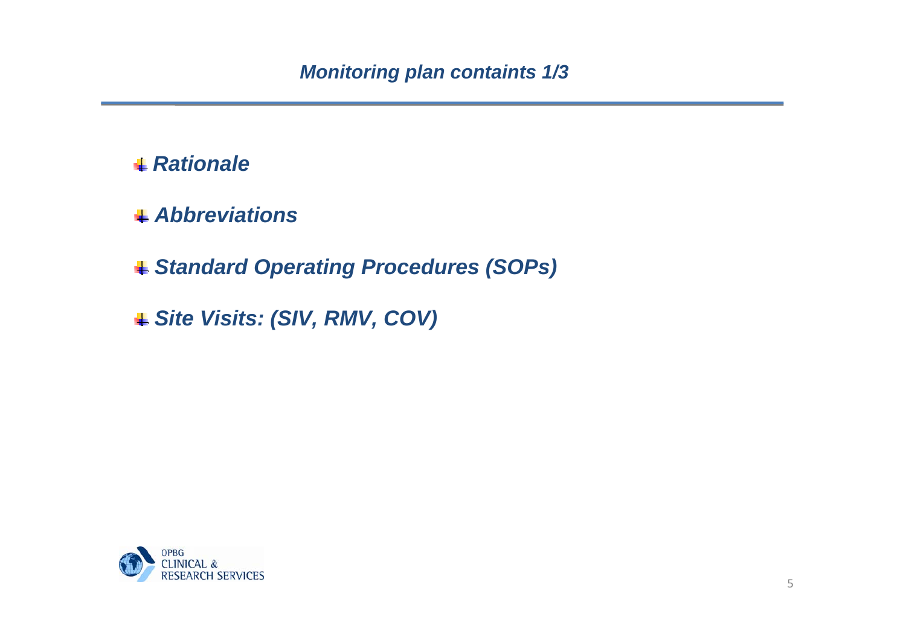# *Monitoring plan containts 1/3*

- ***Rationale***
- ***Abbreviations***
- ***Standard Operating Procedures (SOPs)***
- ***Site Visits: (SIV, RMV, COV)***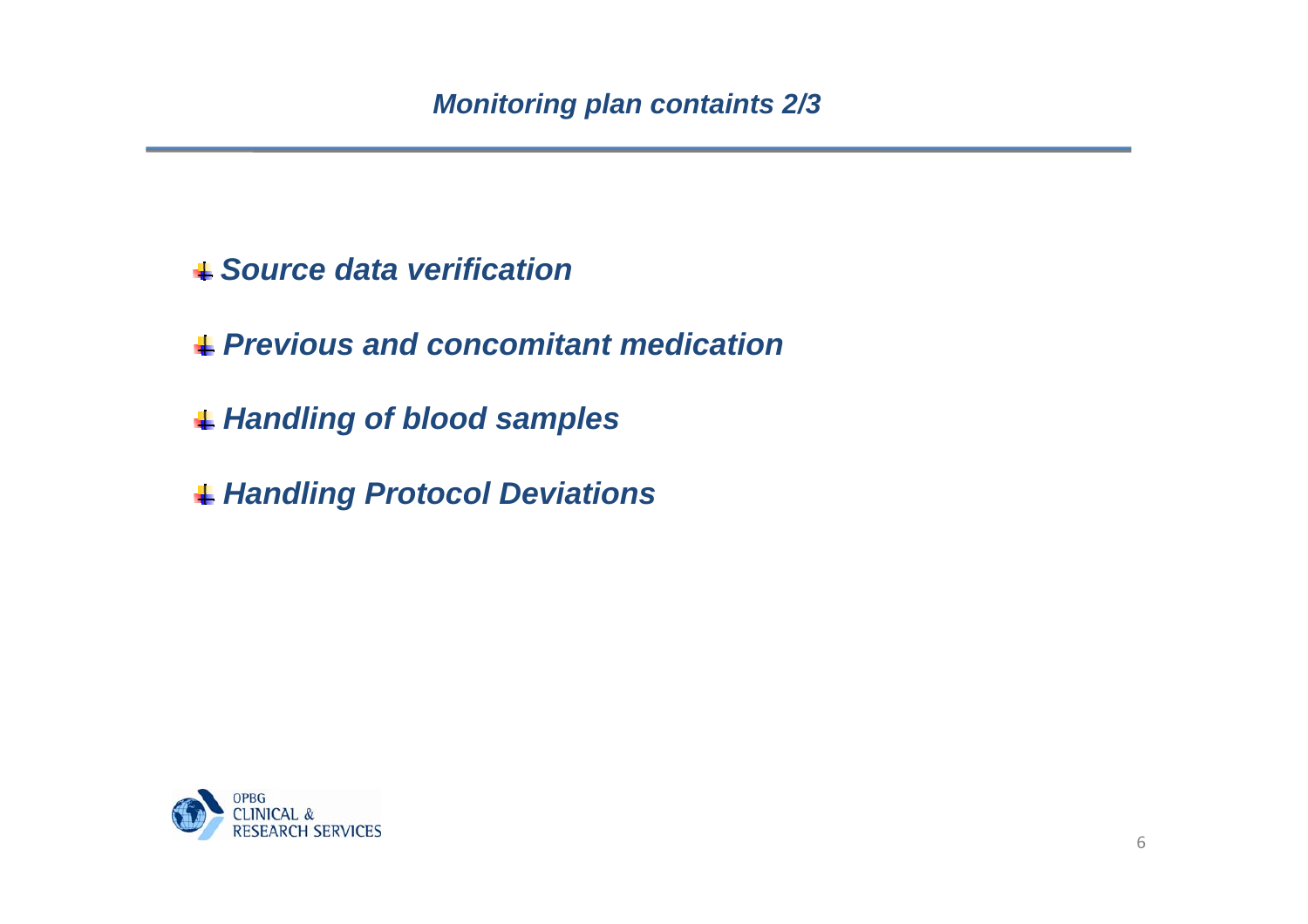## *Monitoring plan containts 2/3*

- ***Source data verification***
- ***Previous and concomitant medication***
- ***Handling of blood samples***
- ***Handling Protocol Deviations***

OPBG CLINICAL & RESEARCH SERVICES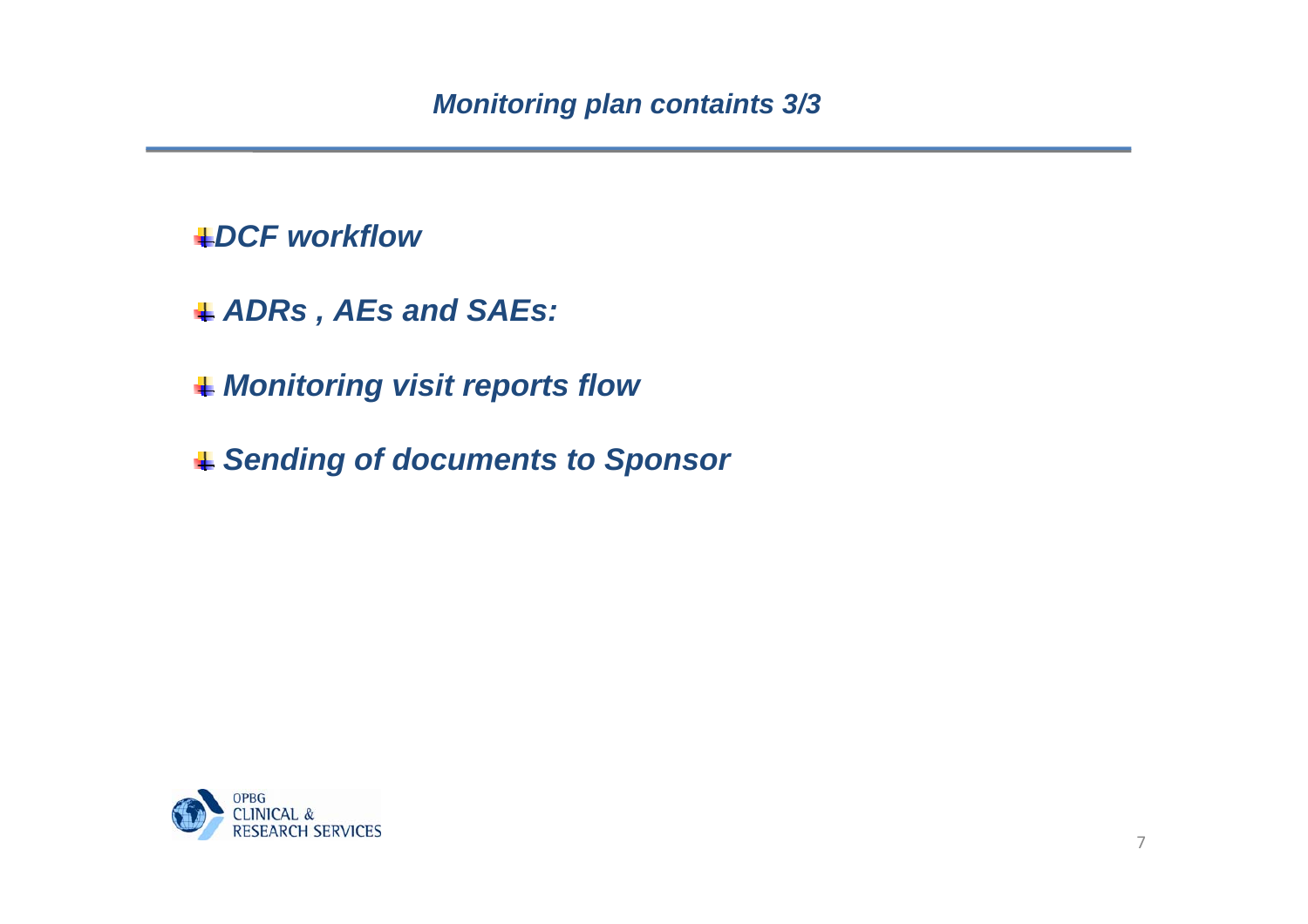# *Monitoring plan containts 3/3*

- ***DCF workflow***
- ***ADRs , AEs and SAEs:***
- ***Monitoring visit reports flow***
- ***Sending of documents to Sponsor***

OPBG
CLINICAL &
RESEARCH SERVICES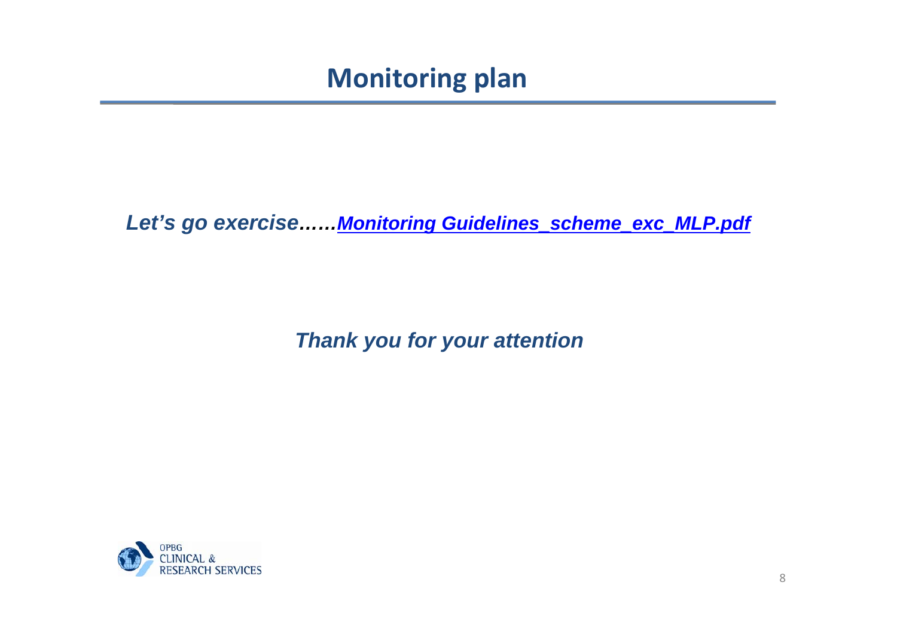# Monitoring plan

***Let's go exercise……[Monitoring Guidelines_scheme_exc_MLP.pdf]***

***Thank you for your attention***

OPBG CLINICAL & RESEARCH SERVICES